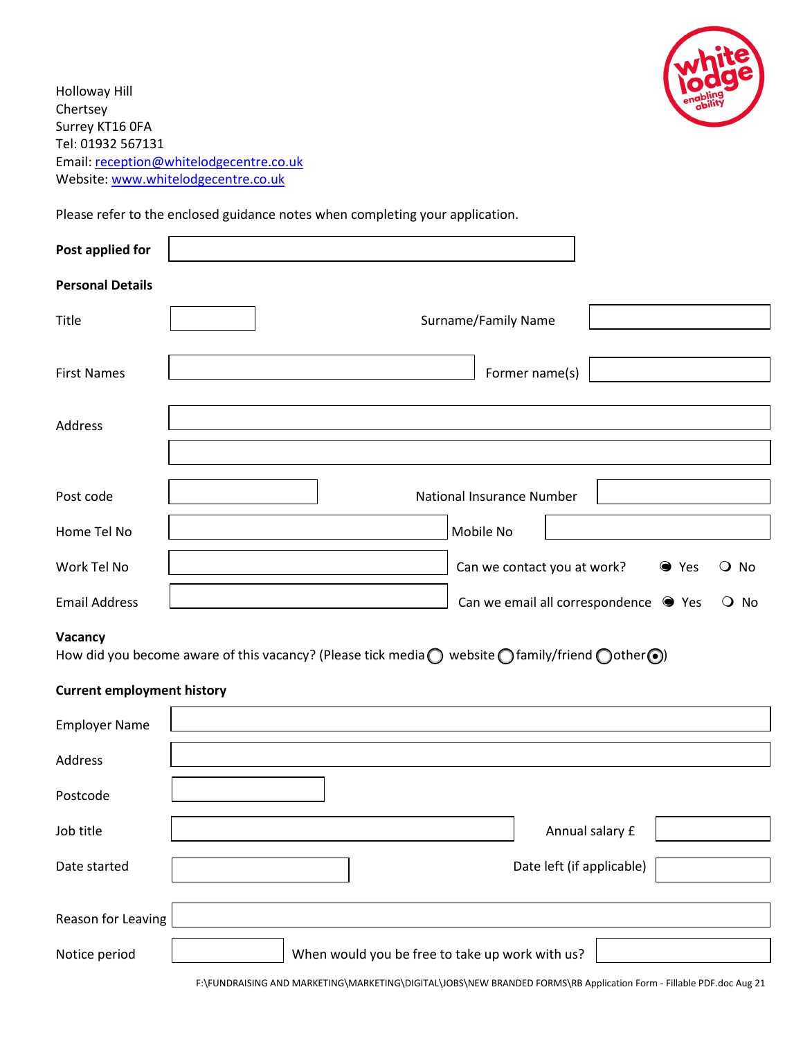Holloway Hill
Chertsey
Surrey KT16 0FA
Tel: 01932 567131
Email: reception@whitelodgecentre.co.uk
Website: www.whitelodgecentre.co.uk

Please refer to the enclosed guidance notes when completing your application.

**Post applied for** \_\_\_\_\_\_\_\_\_\_\_\_\_\_\_\_\_\_\_\_

**Personal Details**

| | | | |
|---|---|---|---|
| Title | | Surname/Family Name | |
| First Names | | Former name(s) | |
| Address | | | |
| | | | |
| Post code | | National Insurance Number | |
| Home Tel No | | Mobile No | |
| Work Tel No | | Can we contact you at work? | ◉ Yes ○ No |
| Email Address | | Can we email all correspondence | ◉ Yes ○ No |

**Vacancy**
How did you become aware of this vacancy? (Please tick media ○ website ○ family/friend ○ other ◉)

**Current employment history**

| | | | |
|---|---|---|---|
| Employer Name | | | |
| Address | | | |
| Postcode | | | |
| Job title | | Annual salary £ | |
| Date started | | Date left (if applicable) | |
| Reason for Leaving | | | |
| Notice period | | When would you be free to take up work with us? | |

F:\FUNDRAISING AND MARKETING\MARKETING\DIGITAL\JOBS\NEW BRANDED FORMS\RB Application Form - Fillable PDF.doc Aug 21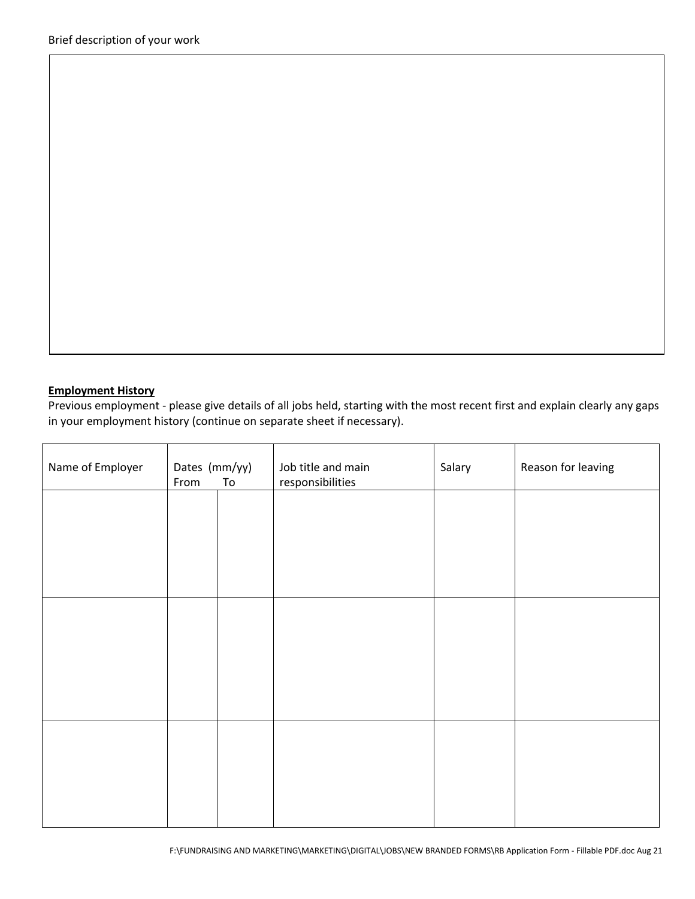Brief description of your work

**Employment History**

Previous employment - please give details of all jobs held, starting with the most recent first and explain clearly any gaps in your employment history (continue on separate sheet if necessary).

| Name of Employer | Dates (mm/yy) From | To | Job title and main responsibilities | Salary | Reason for leaving |
|---|---|---|---|---|---|
| | | | | | |
| | | | | | |
| | | | | | |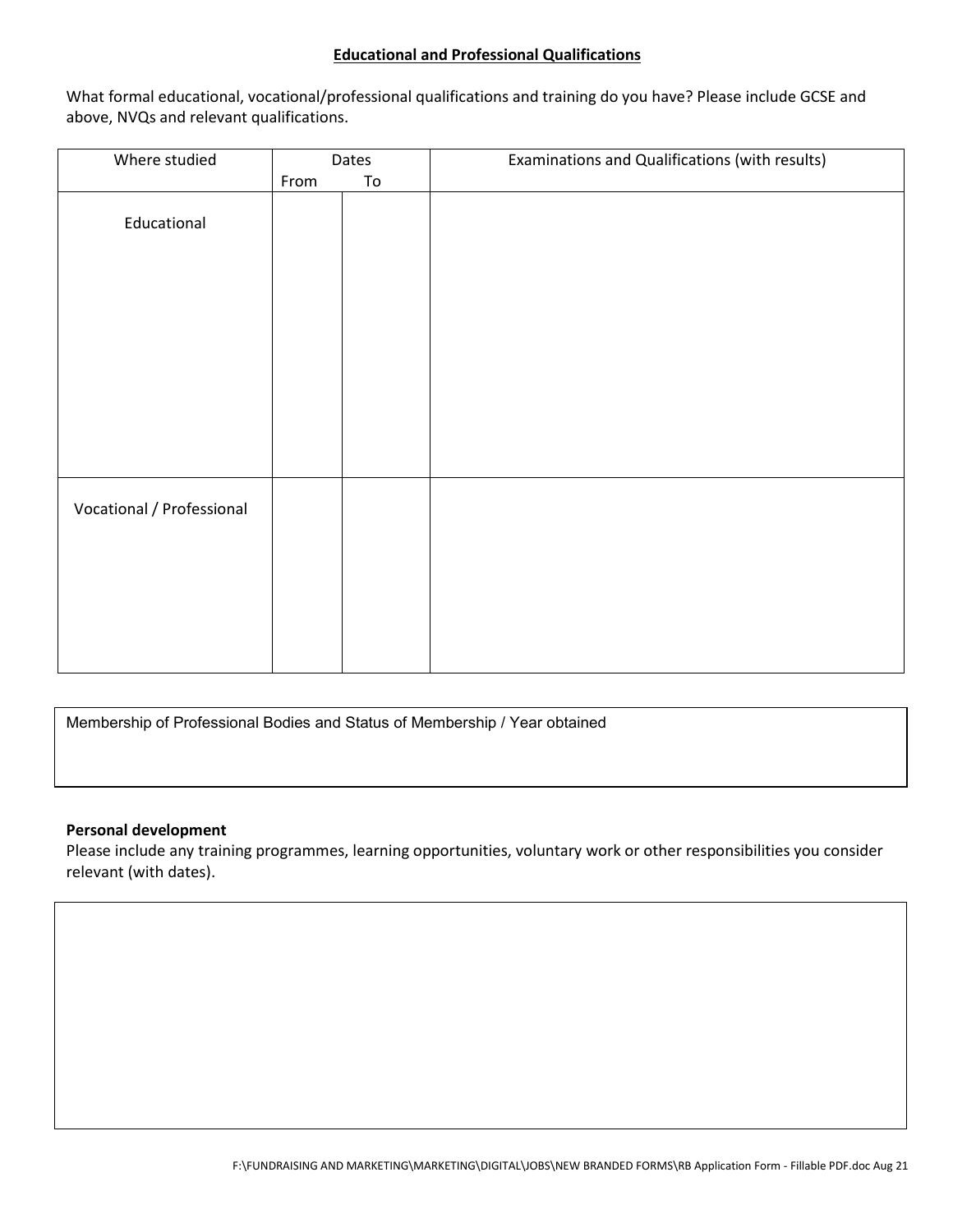## Educational and Professional Qualifications

What formal educational, vocational/professional qualifications and training do you have? Please include GCSE and above, NVQs and relevant qualifications.

| Where studied | Dates | | Examinations and Qualifications (with results) |
|---|---|---|---|
| | From | To | |
| Educational | | | |
| Vocational / Professional | | | |

| Membership of Professional Bodies and Status of Membership / Year obtained |
|---|
| |

**Personal development**

Please include any training programmes, learning opportunities, voluntary work or other responsibilities you consider relevant (with dates).

| |
|---|
| |

F:\FUNDRAISING AND MARKETING\MARKETING\DIGITAL\JOBS\NEW BRANDED FORMS\RB Application Form - Fillable PDF.doc Aug 21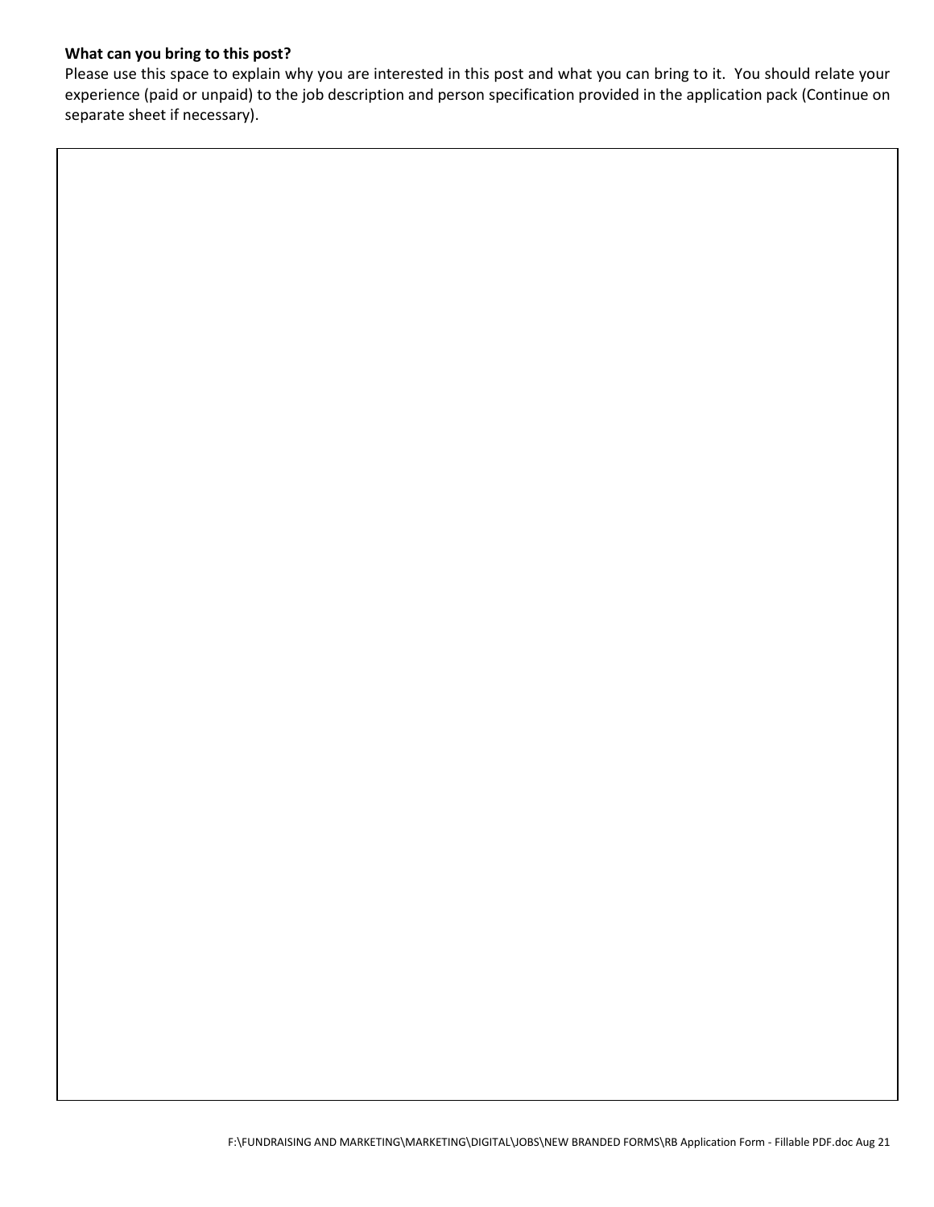**What can you bring to this post?**

Please use this space to explain why you are interested in this post and what you can bring to it. You should relate your experience (paid or unpaid) to the job description and person specification provided in the application pack (Continue on separate sheet if necessary).

| |
|---|
| |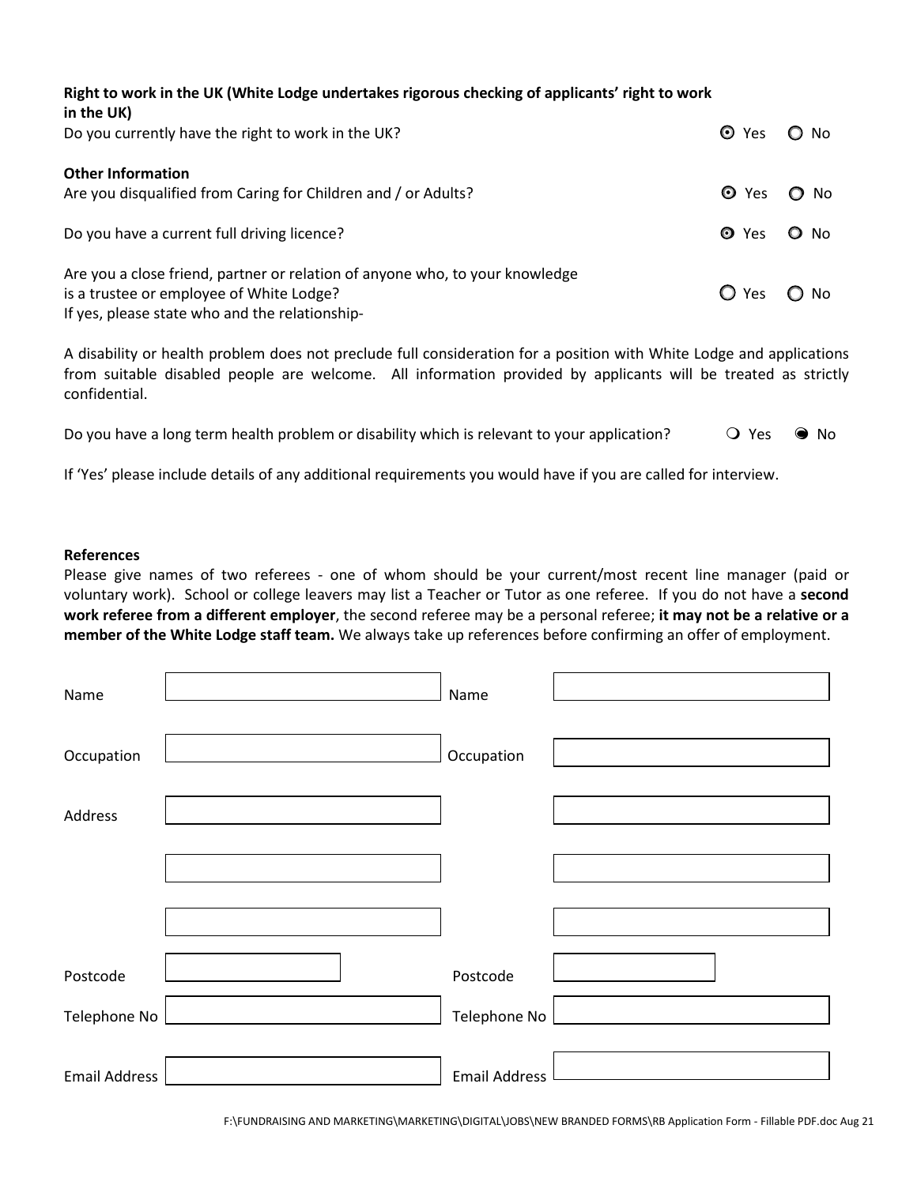**Right to work in the UK (White Lodge undertakes rigorous checking of applicants' right to work in the UK)**

Do you currently have the right to work in the UK? ◉ Yes ○ No

**Other Information**

Are you disqualified from Caring for Children and / or Adults? ◉ Yes ○ No

Do you have a current full driving licence? ◉ Yes ○ No

Are you a close friend, partner or relation of anyone who, to your knowledge is a trustee or employee of White Lodge? ○ Yes ○ No

If yes, please state who and the relationship-

A disability or health problem does not preclude full consideration for a position with White Lodge and applications from suitable disabled people are welcome. All information provided by applicants will be treated as strictly confidential.

Do you have a long term health problem or disability which is relevant to your application? ○ Yes ● No

If 'Yes' please include details of any additional requirements you would have if you are called for interview.

**References**

Please give names of two referees - one of whom should be your current/most recent line manager (paid or voluntary work). School or college leavers may list a Teacher or Tutor as one referee. If you do not have a **second work referee from a different employer**, the second referee may be a personal referee; **it may not be a relative or a member of the White Lodge staff team.** We always take up references before confirming an offer of employment.

| | | | |
|---|---|---|---|
| Name | | Name | |
| Occupation | | Occupation | |
| Address | | | |
| | | | |
| | | | |
| Postcode | | Postcode | |
| Telephone No | | Telephone No | |
| Email Address | | Email Address | |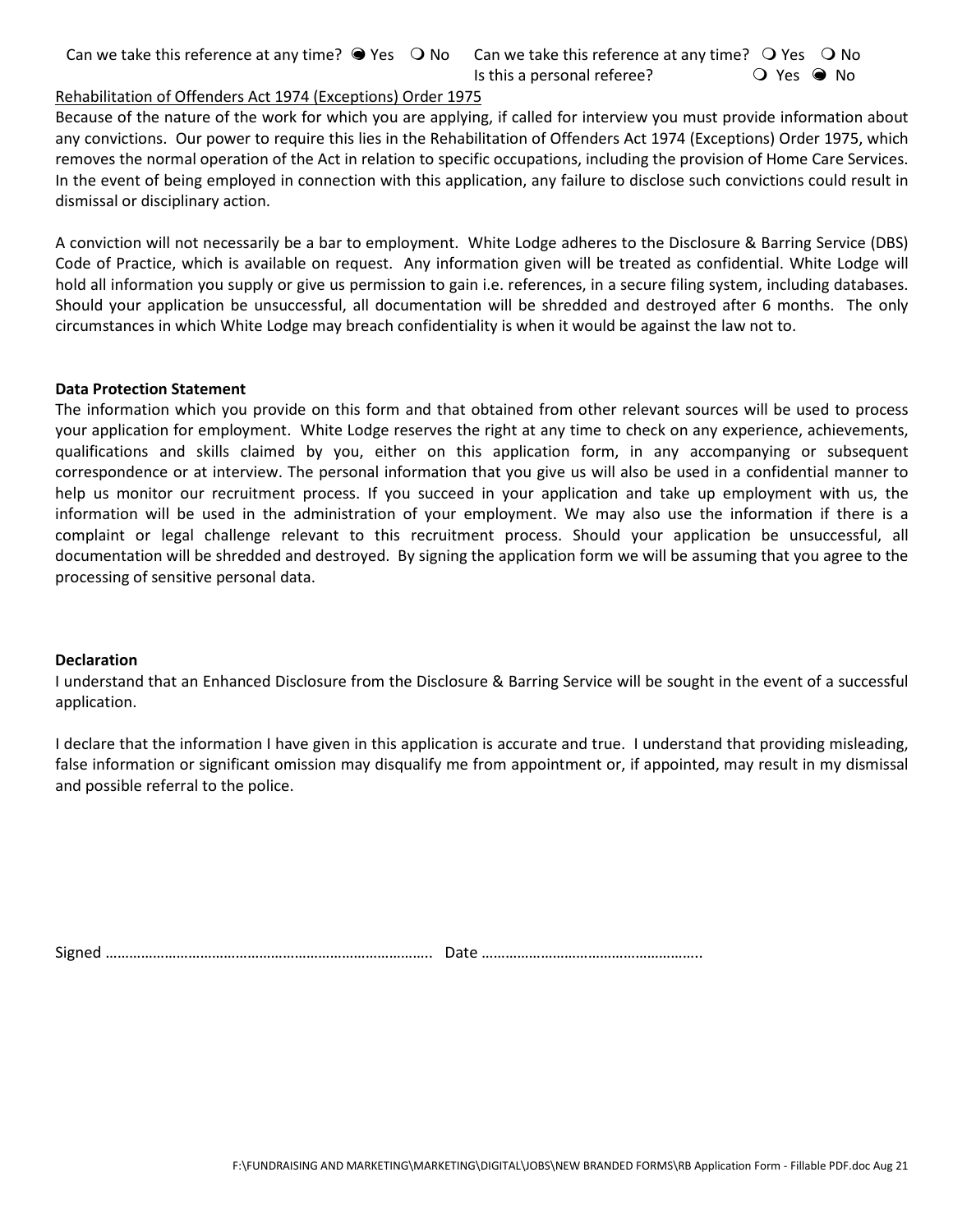Can we take this reference at any time? ◉ Yes ○ No Can we take this reference at any time? ○ Yes ○ No

Is this a personal referee? ○ Yes ◉ No

Rehabilitation of Offenders Act 1974 (Exceptions) Order 1975

Because of the nature of the work for which you are applying, if called for interview you must provide information about any convictions. Our power to require this lies in the Rehabilitation of Offenders Act 1974 (Exceptions) Order 1975, which removes the normal operation of the Act in relation to specific occupations, including the provision of Home Care Services. In the event of being employed in connection with this application, any failure to disclose such convictions could result in dismissal or disciplinary action.

A conviction will not necessarily be a bar to employment. White Lodge adheres to the Disclosure & Barring Service (DBS) Code of Practice, which is available on request. Any information given will be treated as confidential. White Lodge will hold all information you supply or give us permission to gain i.e. references, in a secure filing system, including databases. Should your application be unsuccessful, all documentation will be shredded and destroyed after 6 months. The only circumstances in which White Lodge may breach confidentiality is when it would be against the law not to.

**Data Protection Statement**

The information which you provide on this form and that obtained from other relevant sources will be used to process your application for employment. White Lodge reserves the right at any time to check on any experience, achievements, qualifications and skills claimed by you, either on this application form, in any accompanying or subsequent correspondence or at interview. The personal information that you give us will also be used in a confidential manner to help us monitor our recruitment process. If you succeed in your application and take up employment with us, the information will be used in the administration of your employment. We may also use the information if there is a complaint or legal challenge relevant to this recruitment process. Should your application be unsuccessful, all documentation will be shredded and destroyed. By signing the application form we will be assuming that you agree to the processing of sensitive personal data.

**Declaration**

I understand that an Enhanced Disclosure from the Disclosure & Barring Service will be sought in the event of a successful application.

I declare that the information I have given in this application is accurate and true. I understand that providing misleading, false information or significant omission may disqualify me from appointment or, if appointed, may result in my dismissal and possible referral to the police.

Signed ………………………………………………………………………. Date ………………………………………………..

F:\FUNDRAISING AND MARKETING\MARKETING\DIGITAL\JOBS\NEW BRANDED FORMS\RB Application Form - Fillable PDF.doc Aug 21